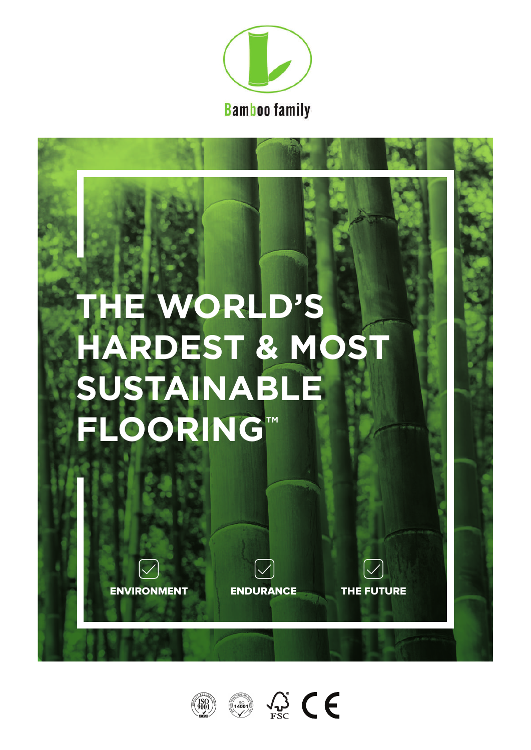Bamboo family

# THE WORLD'S HARDEST & MOST SUSTAINABLE FLOORING™

- ENVIRONMENT
- ENDURANCE
- THE FUTURE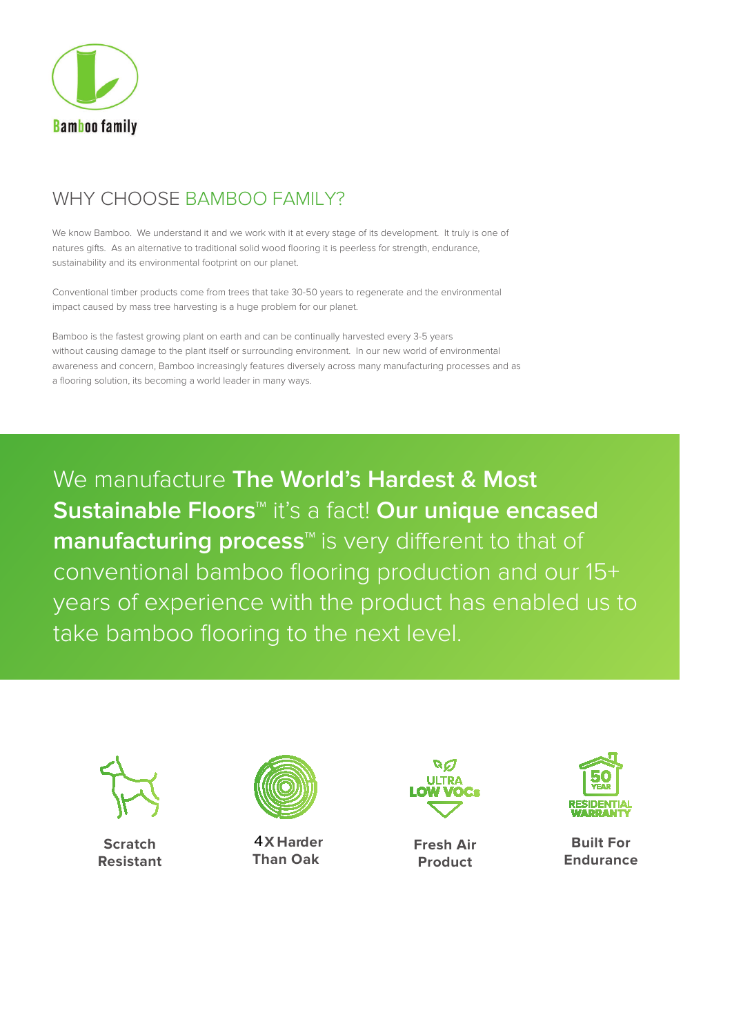Bamboo family

# WHY CHOOSE BAMBOO FAMILY?

We know Bamboo. We understand it and we work with it at every stage of its development. It truly is one of natures gifts. As an alternative to traditional solid wood flooring it is peerless for strength, endurance, sustainability and its environmental footprint on our planet.

Conventional timber products come from trees that take 30-50 years to regenerate and the environmental impact caused by mass tree harvesting is a huge problem for our planet.

Bamboo is the fastest growing plant on earth and can be continually harvested every 3-5 years without causing damage to the plant itself or surrounding environment. In our new world of environmental awareness and concern, Bamboo increasingly features diversely across many manufacturing processes and as a flooring solution, its becoming a world leader in many ways.

We manufacture **The World's Hardest & Most Sustainable Floors**™ it's a fact! **Our unique encased manufacturing process**™ is very different to that of conventional bamboo flooring production and our 15+ years of experience with the product has enabled us to take bamboo flooring to the next level.

**Scratch Resistant**

**4X Harder Than Oak**

ULTRA LOW VOCs

**Fresh Air Product**

50 YEAR RESIDENTIAL WARRANTY

**Built For Endurance**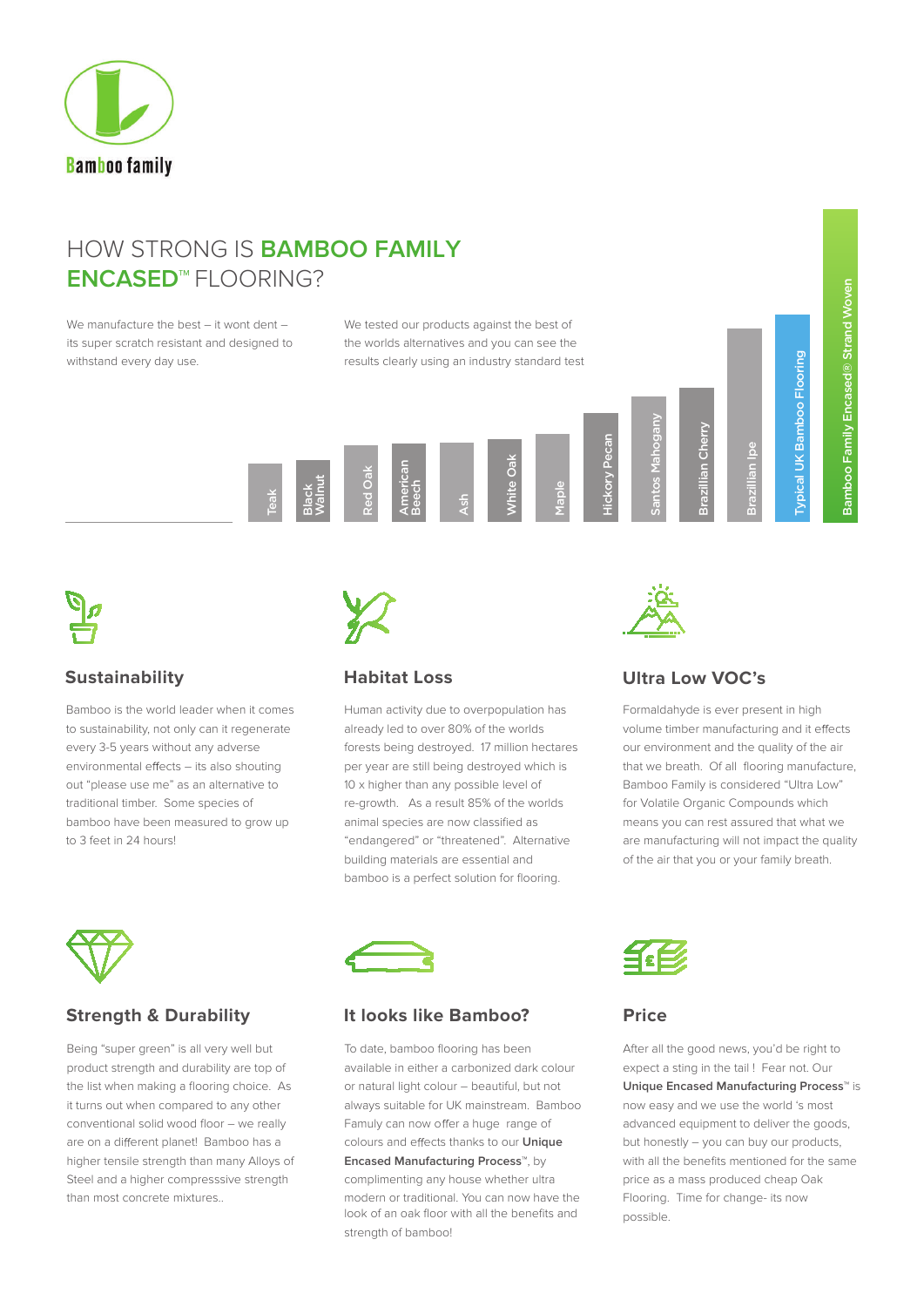Bamboo family

# HOW STRONG IS **BAMBOO FAMILY ENCASED**™ FLOORING?

We manufacture the best – it wont dent – its super scratch resistant and designed to withstand every day use.

We tested our products against the best of the worlds alternatives and you can see the results clearly using an industry standard test

Teak | Black Walnut | Red Oak | American Beech | Ash | White Oak | Maple | Hickory Pecan | Santos Mahogany | Brazillian Cherry | Brazillian Ipe | Typical UK Bamboo Flooring | Bamboo Family Encased® Strand Woven

## Sustainability

Bamboo is the world leader when it comes to sustainability, not only can it regenerate every 3-5 years without any adverse environmental effects – its also shouting out "please use me" as an alternative to traditional timber. Some species of bamboo have been measured to grow up to 3 feet in 24 hours!

## Habitat Loss

Human activity due to overpopulation has already led to over 80% of the worlds forests being destroyed. 17 million hectares per year are still being destroyed which is 10 x higher than any possible level of re-growth. As a result 85% of the worlds animal species are now classified as "endangered" or "threatened". Alternative building materials are essential and bamboo is a perfect solution for flooring.

## Ultra Low VOC's

Formaldahyde is ever present in high volume timber manufacturing and it effects our environment and the quality of the air that we breath. Of all flooring manufacture, Bamboo Family is considered "Ultra Low" for Volatile Organic Compounds which means you can rest assured that what we are manufacturing will not impact the quality of the air that you or your family breath.

## Strength & Durability

Being "super green" is all very well but product strength and durability are top of the list when making a flooring choice. As it turns out when compared to any other conventional solid wood floor – we really are on a different planet! Bamboo has a higher tensile strength than many Alloys of Steel and a higher compresssive strength than most concrete mixtures..

## It looks like Bamboo?

To date, bamboo flooring has been available in either a carbonized dark colour or natural light colour – beautiful, but not always suitable for UK mainstream. Bamboo Famuly can now offer a huge range of colours and effects thanks to our **Unique Encased Manufacturing Process**™, by complimenting any house whether ultra modern or traditional. You can now have the look of an oak floor with all the benefits and strength of bamboo!

## Price

After all the good news, you'd be right to expect a sting in the tail ! Fear not. Our **Unique Encased Manufacturing Process**™ is now easy and we use the world 's most advanced equipment to deliver the goods, but honestly – you can buy our products, with all the benefits mentioned for the same price as a mass produced cheap Oak Flooring. Time for change- its now possible.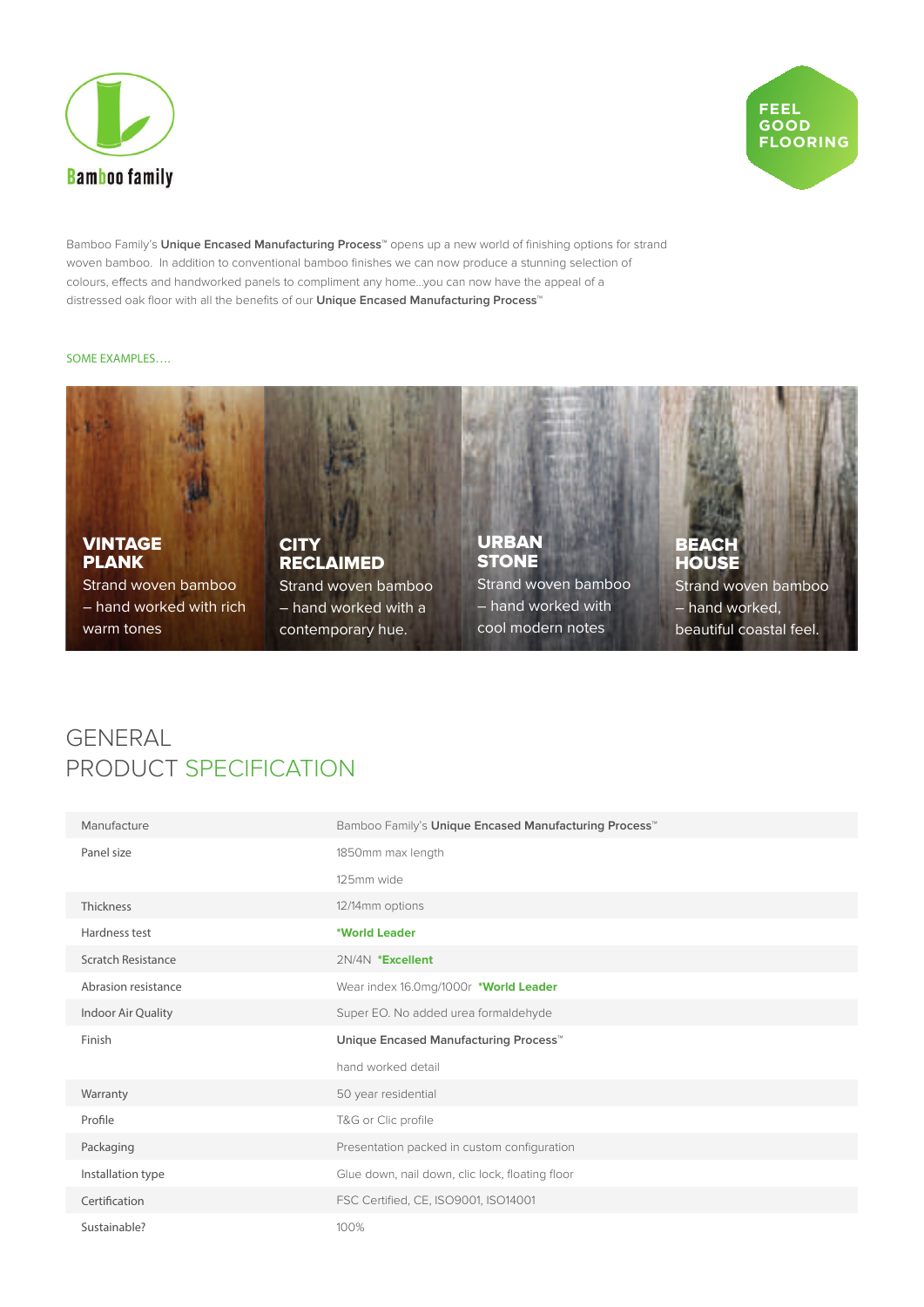Bamboo family

FEEL GOOD FLOORING

Bamboo Family's **Unique Encased Manufacturing Process**™ opens up a new world of finishing options for strand woven bamboo. In addition to conventional bamboo finishes we can now produce a stunning selection of colours, effects and handworked panels to compliment any home...you can now have the appeal of a distressed oak floor with all the benefits of our **Unique Encased Manufacturing Process**™

SOME EXAMPLES….

**VINTAGE PLANK**
Strand woven bamboo – hand worked with rich warm tones

**CITY RECLAIMED**
Strand woven bamboo – hand worked with a contemporary hue.

**URBAN STONE**
Strand woven bamboo – hand worked with cool modern notes

**BEACH HOUSE**
Strand woven bamboo – hand worked, beautiful coastal feel.

## GENERAL PRODUCT SPECIFICATION

| | |
|---|---|
| Manufacture | Bamboo Family's **Unique Encased Manufacturing Process**™ |
| Panel size | 1850mm max length |
| | 125mm wide |
| Thickness | 12/14mm options |
| Hardness test | ***World Leader** |
| Scratch Resistance | 2N/4N ***Excellent** |
| Abrasion resistance | Wear index 16.0mg/1000r ***World Leader** |
| Indoor Air Quality | Super EO. No added urea formaldehyde |
| Finish | **Unique Encased Manufacturing Process**™ |
| | hand worked detail |
| Warranty | 50 year residential |
| Profile | T&G or Clic profile |
| Packaging | Presentation packed in custom configuration |
| Installation type | Glue down, nail down, clic lock, floating floor |
| Certification | FSC Certified, CE, ISO9001, ISO14001 |
| Sustainable? | 100% |